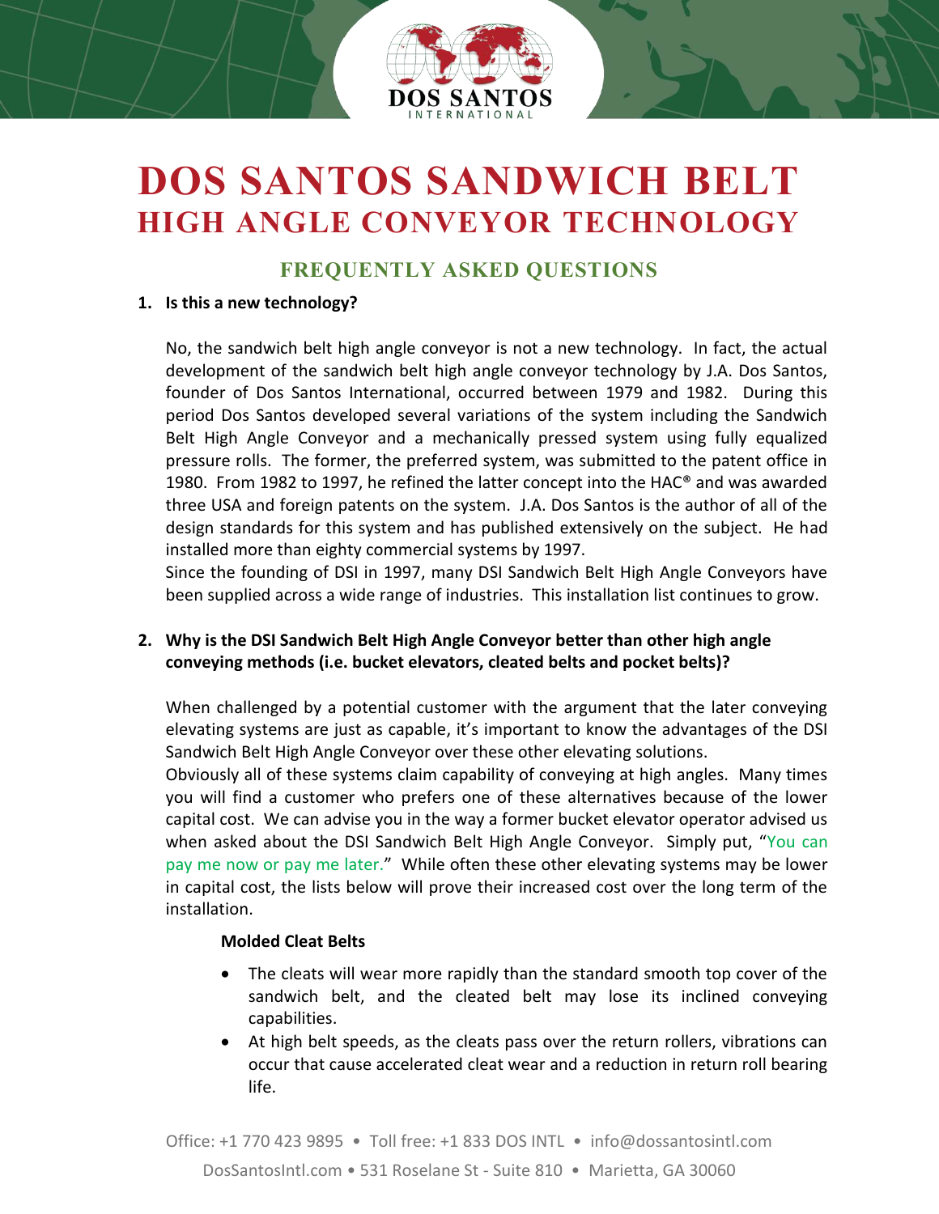# DOS SANTOS SANDWICH BELT
## HIGH ANGLE CONVEYOR TECHNOLOGY

### FREQUENTLY ASKED QUESTIONS

**1. Is this a new technology?**

No, the sandwich belt high angle conveyor is not a new technology. In fact, the actual development of the sandwich belt high angle conveyor technology by J.A. Dos Santos, founder of Dos Santos International, occurred between 1979 and 1982. During this period Dos Santos developed several variations of the system including the Sandwich Belt High Angle Conveyor and a mechanically pressed system using fully equalized pressure rolls. The former, the preferred system, was submitted to the patent office in 1980. From 1982 to 1997, he refined the latter concept into the HAC® and was awarded three USA and foreign patents on the system. J.A. Dos Santos is the author of all of the design standards for this system and has published extensively on the subject. He had installed more than eighty commercial systems by 1997.
Since the founding of DSI in 1997, many DSI Sandwich Belt High Angle Conveyors have been supplied across a wide range of industries. This installation list continues to grow.

**2. Why is the DSI Sandwich Belt High Angle Conveyor better than other high angle conveying methods (i.e. bucket elevators, cleated belts and pocket belts)?**

When challenged by a potential customer with the argument that the later conveying elevating systems are just as capable, it's important to know the advantages of the DSI Sandwich Belt High Angle Conveyor over these other elevating solutions.
Obviously all of these systems claim capability of conveying at high angles. Many times you will find a customer who prefers one of these alternatives because of the lower capital cost. We can advise you in the way a former bucket elevator operator advised us when asked about the DSI Sandwich Belt High Angle Conveyor. Simply put, "You can pay me now or pay me later." While often these other elevating systems may be lower in capital cost, the lists below will prove their increased cost over the long term of the installation.

**Molded Cleat Belts**

- The cleats will wear more rapidly than the standard smooth top cover of the sandwich belt, and the cleated belt may lose its inclined conveying capabilities.
- At high belt speeds, as the cleats pass over the return rollers, vibrations can occur that cause accelerated cleat wear and a reduction in return roll bearing life.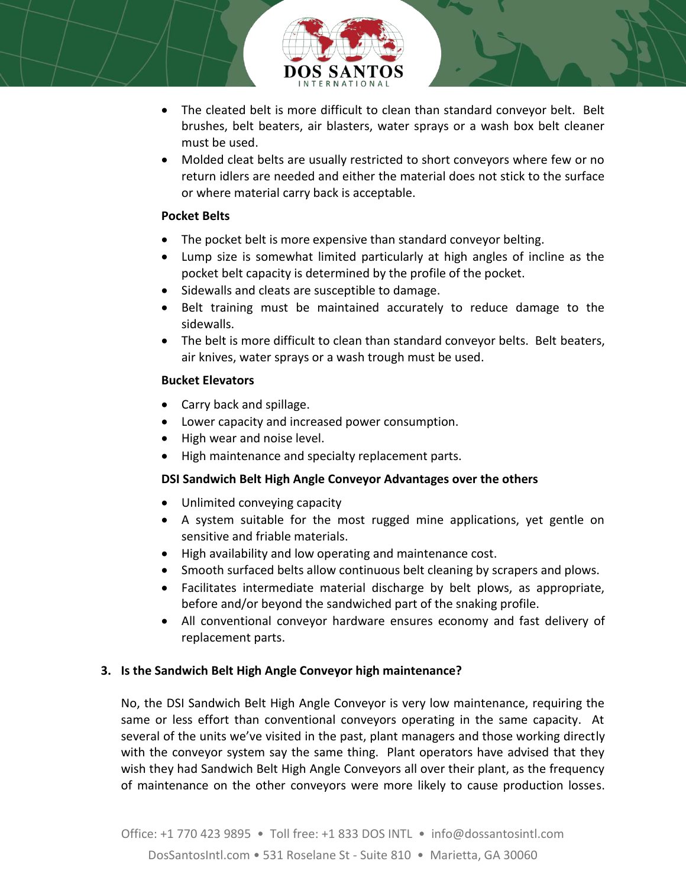- The cleated belt is more difficult to clean than standard conveyor belt. Belt brushes, belt beaters, air blasters, water sprays or a wash box belt cleaner must be used.
- Molded cleat belts are usually restricted to short conveyors where few or no return idlers are needed and either the material does not stick to the surface or where material carry back is acceptable.

**Pocket Belts**

- The pocket belt is more expensive than standard conveyor belting.
- Lump size is somewhat limited particularly at high angles of incline as the pocket belt capacity is determined by the profile of the pocket.
- Sidewalls and cleats are susceptible to damage.
- Belt training must be maintained accurately to reduce damage to the sidewalls.
- The belt is more difficult to clean than standard conveyor belts. Belt beaters, air knives, water sprays or a wash trough must be used.

**Bucket Elevators**

- Carry back and spillage.
- Lower capacity and increased power consumption.
- High wear and noise level.
- High maintenance and specialty replacement parts.

**DSI Sandwich Belt High Angle Conveyor Advantages over the others**

- Unlimited conveying capacity
- A system suitable for the most rugged mine applications, yet gentle on sensitive and friable materials.
- High availability and low operating and maintenance cost.
- Smooth surfaced belts allow continuous belt cleaning by scrapers and plows.
- Facilitates intermediate material discharge by belt plows, as appropriate, before and/or beyond the sandwiched part of the snaking profile.
- All conventional conveyor hardware ensures economy and fast delivery of replacement parts.

**3. Is the Sandwich Belt High Angle Conveyor high maintenance?**

No, the DSI Sandwich Belt High Angle Conveyor is very low maintenance, requiring the same or less effort than conventional conveyors operating in the same capacity. At several of the units we've visited in the past, plant managers and those working directly with the conveyor system say the same thing. Plant operators have advised that they wish they had Sandwich Belt High Angle Conveyors all over their plant, as the frequency of maintenance on the other conveyors were more likely to cause production losses.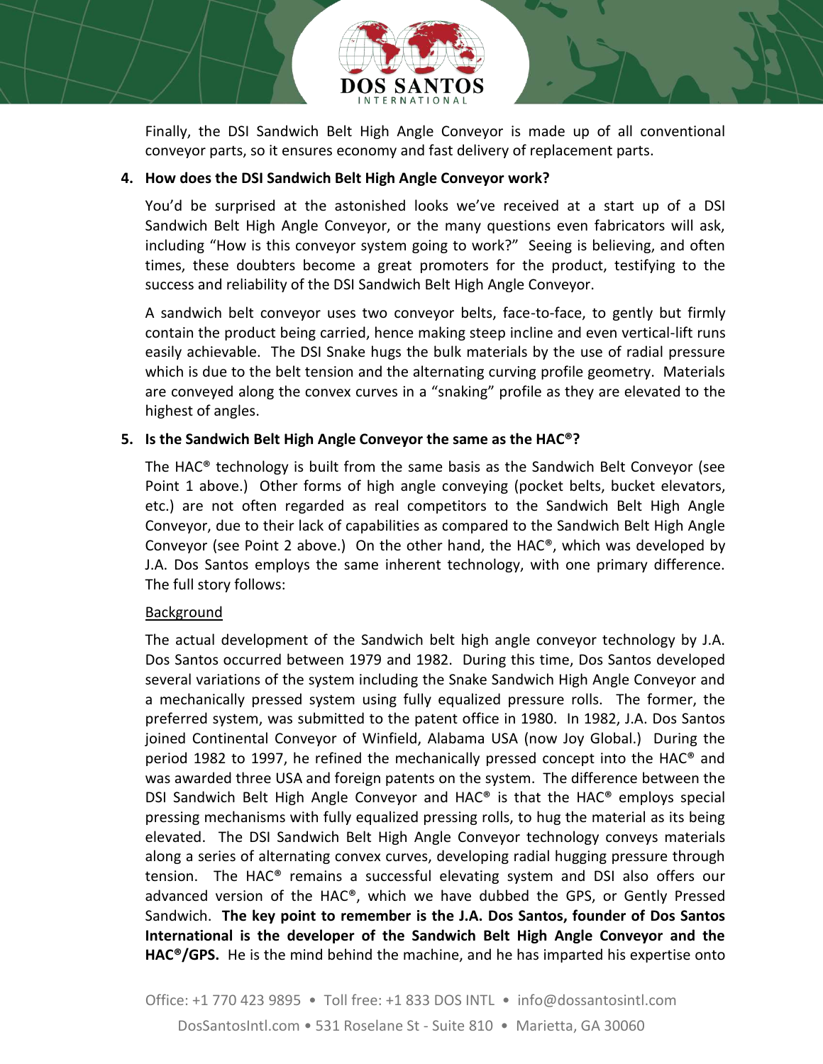Finally, the DSI Sandwich Belt High Angle Conveyor is made up of all conventional conveyor parts, so it ensures economy and fast delivery of replacement parts.

**4. How does the DSI Sandwich Belt High Angle Conveyor work?**

You'd be surprised at the astonished looks we've received at a start up of a DSI Sandwich Belt High Angle Conveyor, or the many questions even fabricators will ask, including "How is this conveyor system going to work?" Seeing is believing, and often times, these doubters become a great promoters for the product, testifying to the success and reliability of the DSI Sandwich Belt High Angle Conveyor.

A sandwich belt conveyor uses two conveyor belts, face-to-face, to gently but firmly contain the product being carried, hence making steep incline and even vertical-lift runs easily achievable. The DSI Snake hugs the bulk materials by the use of radial pressure which is due to the belt tension and the alternating curving profile geometry. Materials are conveyed along the convex curves in a "snaking" profile as they are elevated to the highest of angles.

**5. Is the Sandwich Belt High Angle Conveyor the same as the HAC®?**

The HAC® technology is built from the same basis as the Sandwich Belt Conveyor (see Point 1 above.) Other forms of high angle conveying (pocket belts, bucket elevators, etc.) are not often regarded as real competitors to the Sandwich Belt High Angle Conveyor, due to their lack of capabilities as compared to the Sandwich Belt High Angle Conveyor (see Point 2 above.) On the other hand, the HAC®, which was developed by J.A. Dos Santos employs the same inherent technology, with one primary difference. The full story follows:

Background

The actual development of the Sandwich belt high angle conveyor technology by J.A. Dos Santos occurred between 1979 and 1982. During this time, Dos Santos developed several variations of the system including the Snake Sandwich High Angle Conveyor and a mechanically pressed system using fully equalized pressure rolls. The former, the preferred system, was submitted to the patent office in 1980. In 1982, J.A. Dos Santos joined Continental Conveyor of Winfield, Alabama USA (now Joy Global.) During the period 1982 to 1997, he refined the mechanically pressed concept into the HAC® and was awarded three USA and foreign patents on the system. The difference between the DSI Sandwich Belt High Angle Conveyor and HAC® is that the HAC® employs special pressing mechanisms with fully equalized pressing rolls, to hug the material as its being elevated. The DSI Sandwich Belt High Angle Conveyor technology conveys materials along a series of alternating convex curves, developing radial hugging pressure through tension. The HAC® remains a successful elevating system and DSI also offers our advanced version of the HAC®, which we have dubbed the GPS, or Gently Pressed Sandwich. **The key point to remember is the J.A. Dos Santos, founder of Dos Santos International is the developer of the Sandwich Belt High Angle Conveyor and the HAC®/GPS.** He is the mind behind the machine, and he has imparted his expertise onto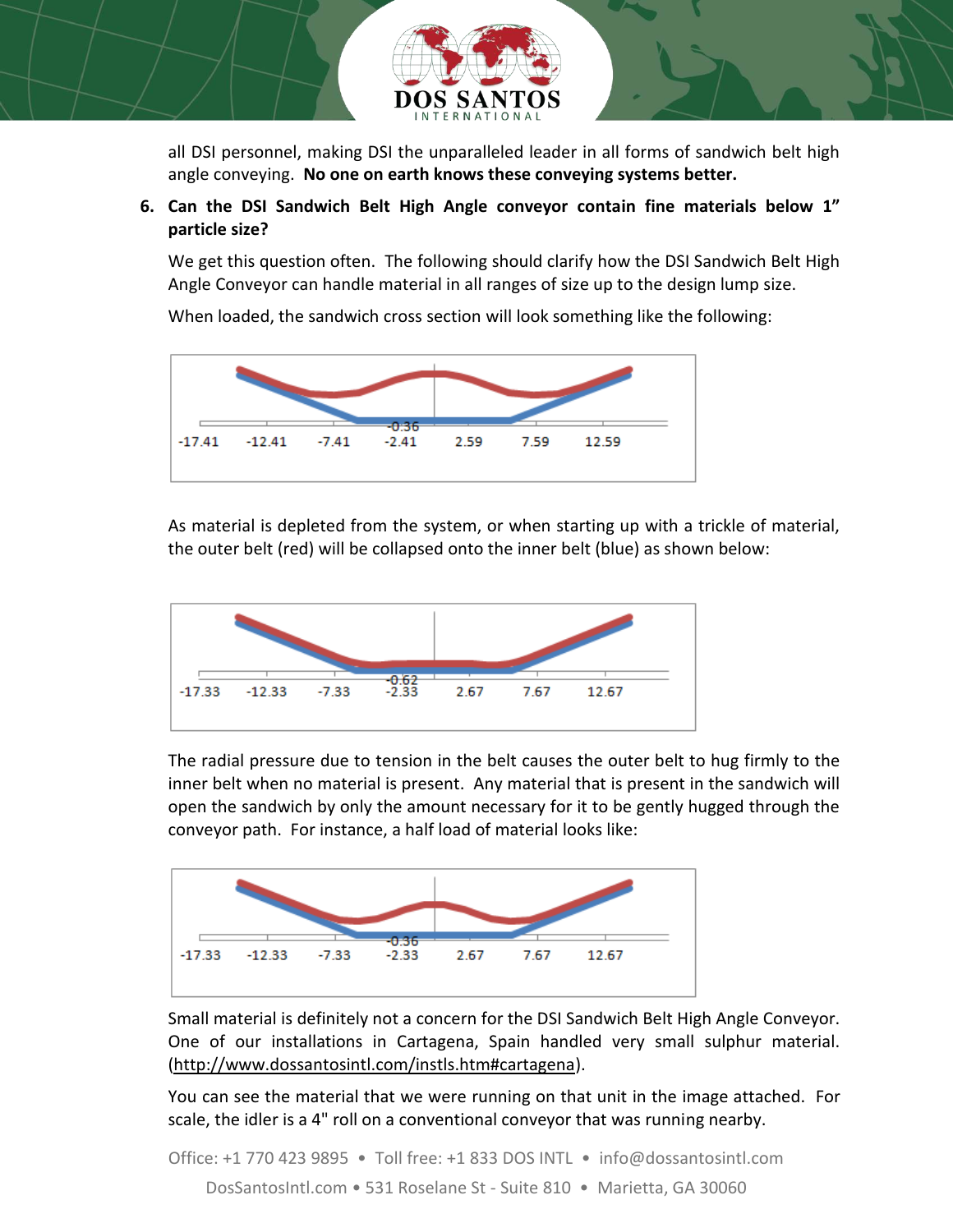all DSI personnel, making DSI the unparalleled leader in all forms of sandwich belt high angle conveying. **No one on earth knows these conveying systems better.**

6. **Can the DSI Sandwich Belt High Angle conveyor contain fine materials below 1" particle size?**

   We get this question often. The following should clarify how the DSI Sandwich Belt High Angle Conveyor can handle material in all ranges of size up to the design lump size.

   When loaded, the sandwich cross section will look something like the following:

   -17.41 -12.41 -7.41 -2.41 2.59 7.59 12.59
   -0.36

   As material is depleted from the system, or when starting up with a trickle of material, the outer belt (red) will be collapsed onto the inner belt (blue) as shown below:

   -17.33 -12.33 -7.33 -2.33 2.67 7.67 12.67
   -0.62

   The radial pressure due to tension in the belt causes the outer belt to hug firmly to the inner belt when no material is present. Any material that is present in the sandwich will open the sandwich by only the amount necessary for it to be gently hugged through the conveyor path. For instance, a half load of material looks like:

   -17.33 -12.33 -7.33 -2.33 2.67 7.67 12.67
   -0.36

   Small material is definitely not a concern for the DSI Sandwich Belt High Angle Conveyor. One of our installations in Cartagena, Spain handled very small sulphur material. (http://www.dossantosintl.com/instls.htm#cartagena).

   You can see the material that we were running on that unit in the image attached. For scale, the idler is a 4" roll on a conventional conveyor that was running nearby.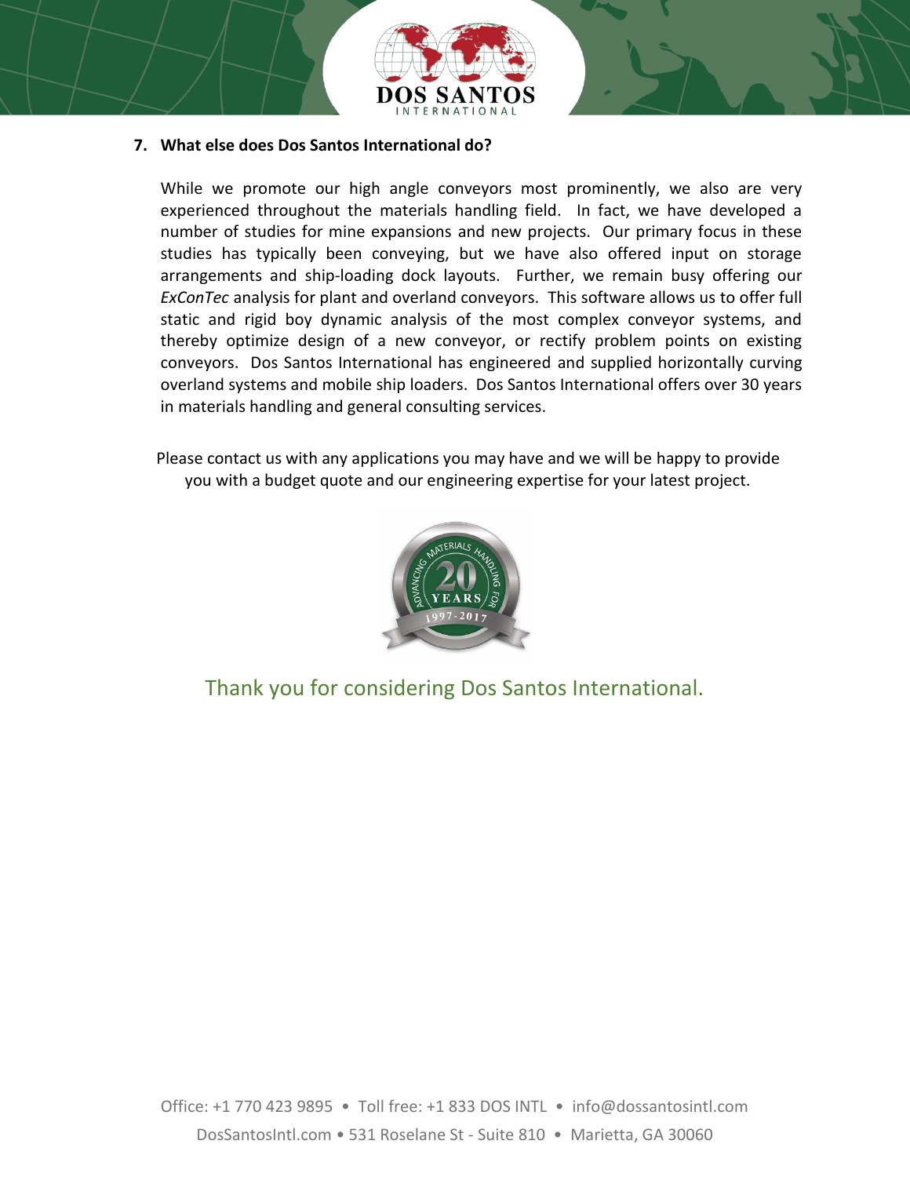**7. What else does Dos Santos International do?**

While we promote our high angle conveyors most prominently, we also are very experienced throughout the materials handling field. In fact, we have developed a number of studies for mine expansions and new projects. Our primary focus in these studies has typically been conveying, but we have also offered input on storage arrangements and ship-loading dock layouts. Further, we remain busy offering our *ExConTec* analysis for plant and overland conveyors. This software allows us to offer full static and rigid boy dynamic analysis of the most complex conveyor systems, and thereby optimize design of a new conveyor, or rectify problem points on existing conveyors. Dos Santos International has engineered and supplied horizontally curving overland systems and mobile ship loaders. Dos Santos International offers over 30 years in materials handling and general consulting services.

Please contact us with any applications you may have and we will be happy to provide you with a budget quote and our engineering expertise for your latest project.

Thank you for considering Dos Santos International.

Office: +1 770 423 9895 • Toll free: +1 833 DOS INTL • info@dossantosintl.com
DosSantosIntl.com • 531 Roselane St - Suite 810 • Marietta, GA 30060